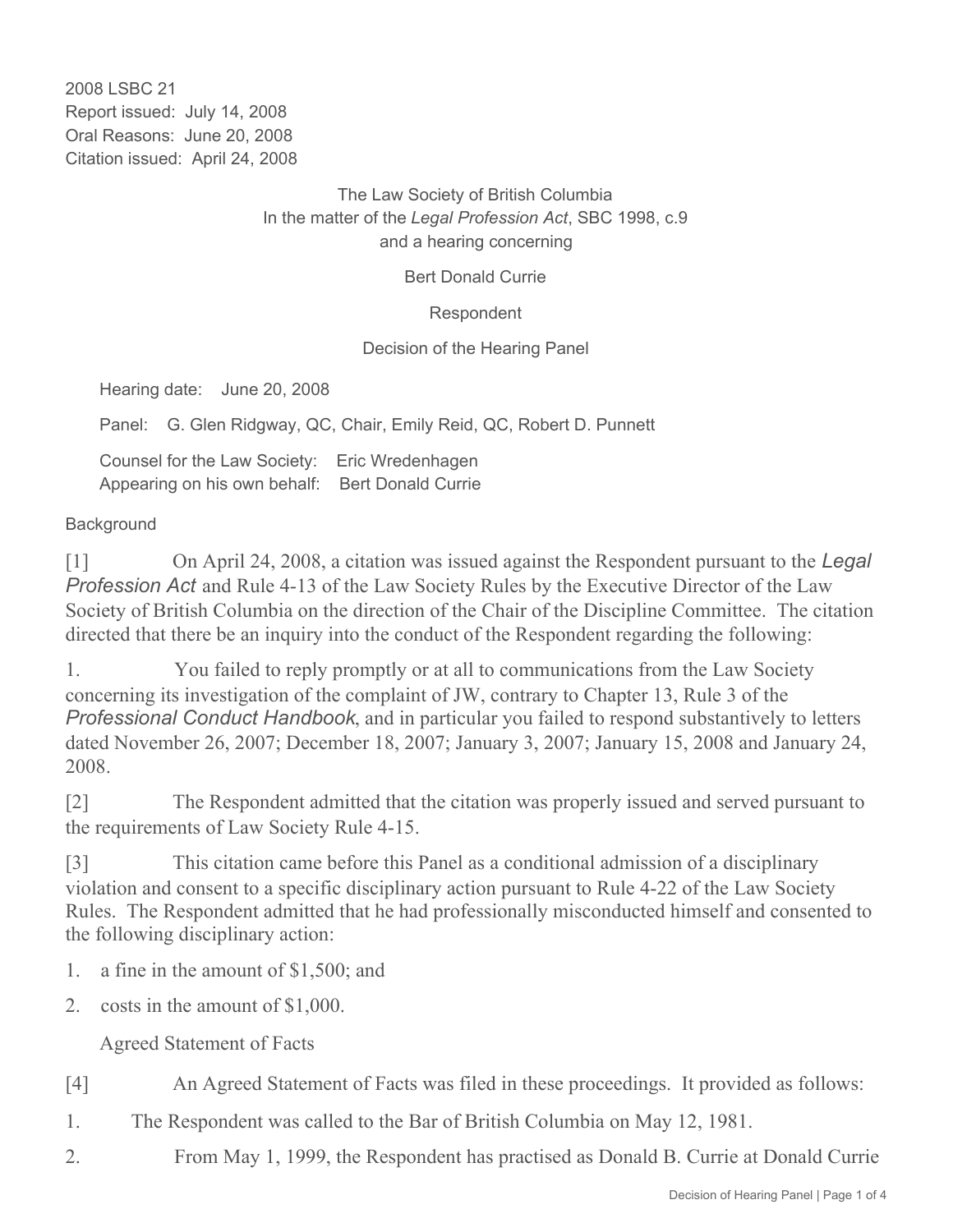2008 LSBC 21
Report issued: July 14, 2008
Oral Reasons: June 20, 2008
Citation issued: April 24, 2008

The Law Society of British Columbia
In the matter of the *Legal Profession Act*, SBC 1998, c.9
and a hearing concerning

Bert Donald Currie

Respondent

Decision of the Hearing Panel

Hearing date: June 20, 2008

Panel: G. Glen Ridgway, QC, Chair, Emily Reid, QC, Robert D. Punnett

Counsel for the Law Society: Eric Wredenhagen
Appearing on his own behalf: Bert Donald Currie

## Background

[1] On April 24, 2008, a citation was issued against the Respondent pursuant to the *Legal Profession Act* and Rule 4-13 of the Law Society Rules by the Executive Director of the Law Society of British Columbia on the direction of the Chair of the Discipline Committee. The citation directed that there be an inquiry into the conduct of the Respondent regarding the following:

1. You failed to reply promptly or at all to communications from the Law Society concerning its investigation of the complaint of JW, contrary to Chapter 13, Rule 3 of the *Professional Conduct Handbook*, and in particular you failed to respond substantively to letters dated November 26, 2007; December 18, 2007; January 3, 2007; January 15, 2008 and January 24, 2008.

[2] The Respondent admitted that the citation was properly issued and served pursuant to the requirements of Law Society Rule 4-15.

[3] This citation came before this Panel as a conditional admission of a disciplinary violation and consent to a specific disciplinary action pursuant to Rule 4-22 of the Law Society Rules. The Respondent admitted that he had professionally misconducted himself and consented to the following disciplinary action:

1. a fine in the amount of $1,500; and
2. costs in the amount of $1,000.

## Agreed Statement of Facts

[4] An Agreed Statement of Facts was filed in these proceedings. It provided as follows:

1. The Respondent was called to the Bar of British Columbia on May 12, 1981.
2. From May 1, 1999, the Respondent has practised as Donald B. Currie at Donald Currie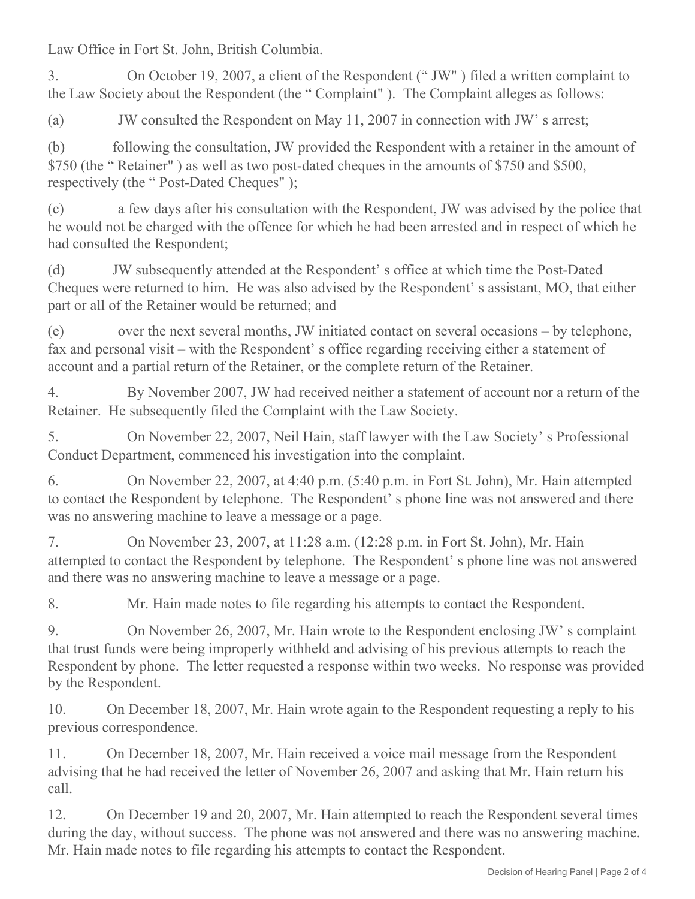Law Office in Fort St. John, British Columbia.

3. On October 19, 2007, a client of the Respondent (" JW" ) filed a written complaint to the Law Society about the Respondent (the " Complaint" ). The Complaint alleges as follows:

(a) JW consulted the Respondent on May 11, 2007 in connection with JW' s arrest;

(b) following the consultation, JW provided the Respondent with a retainer in the amount of $750 (the " Retainer" ) as well as two post-dated cheques in the amounts of $750 and $500, respectively (the " Post-Dated Cheques" );

(c) a few days after his consultation with the Respondent, JW was advised by the police that he would not be charged with the offence for which he had been arrested and in respect of which he had consulted the Respondent;

(d) JW subsequently attended at the Respondent' s office at which time the Post-Dated Cheques were returned to him. He was also advised by the Respondent' s assistant, MO, that either part or all of the Retainer would be returned; and

(e) over the next several months, JW initiated contact on several occasions – by telephone, fax and personal visit – with the Respondent' s office regarding receiving either a statement of account and a partial return of the Retainer, or the complete return of the Retainer.

4. By November 2007, JW had received neither a statement of account nor a return of the Retainer. He subsequently filed the Complaint with the Law Society.

5. On November 22, 2007, Neil Hain, staff lawyer with the Law Society' s Professional Conduct Department, commenced his investigation into the complaint.

6. On November 22, 2007, at 4:40 p.m. (5:40 p.m. in Fort St. John), Mr. Hain attempted to contact the Respondent by telephone. The Respondent' s phone line was not answered and there was no answering machine to leave a message or a page.

7. On November 23, 2007, at 11:28 a.m. (12:28 p.m. in Fort St. John), Mr. Hain attempted to contact the Respondent by telephone. The Respondent' s phone line was not answered and there was no answering machine to leave a message or a page.

8. Mr. Hain made notes to file regarding his attempts to contact the Respondent.

9. On November 26, 2007, Mr. Hain wrote to the Respondent enclosing JW' s complaint that trust funds were being improperly withheld and advising of his previous attempts to reach the Respondent by phone. The letter requested a response within two weeks. No response was provided by the Respondent.

10. On December 18, 2007, Mr. Hain wrote again to the Respondent requesting a reply to his previous correspondence.

11. On December 18, 2007, Mr. Hain received a voice mail message from the Respondent advising that he had received the letter of November 26, 2007 and asking that Mr. Hain return his call.

12. On December 19 and 20, 2007, Mr. Hain attempted to reach the Respondent several times during the day, without success. The phone was not answered and there was no answering machine. Mr. Hain made notes to file regarding his attempts to contact the Respondent.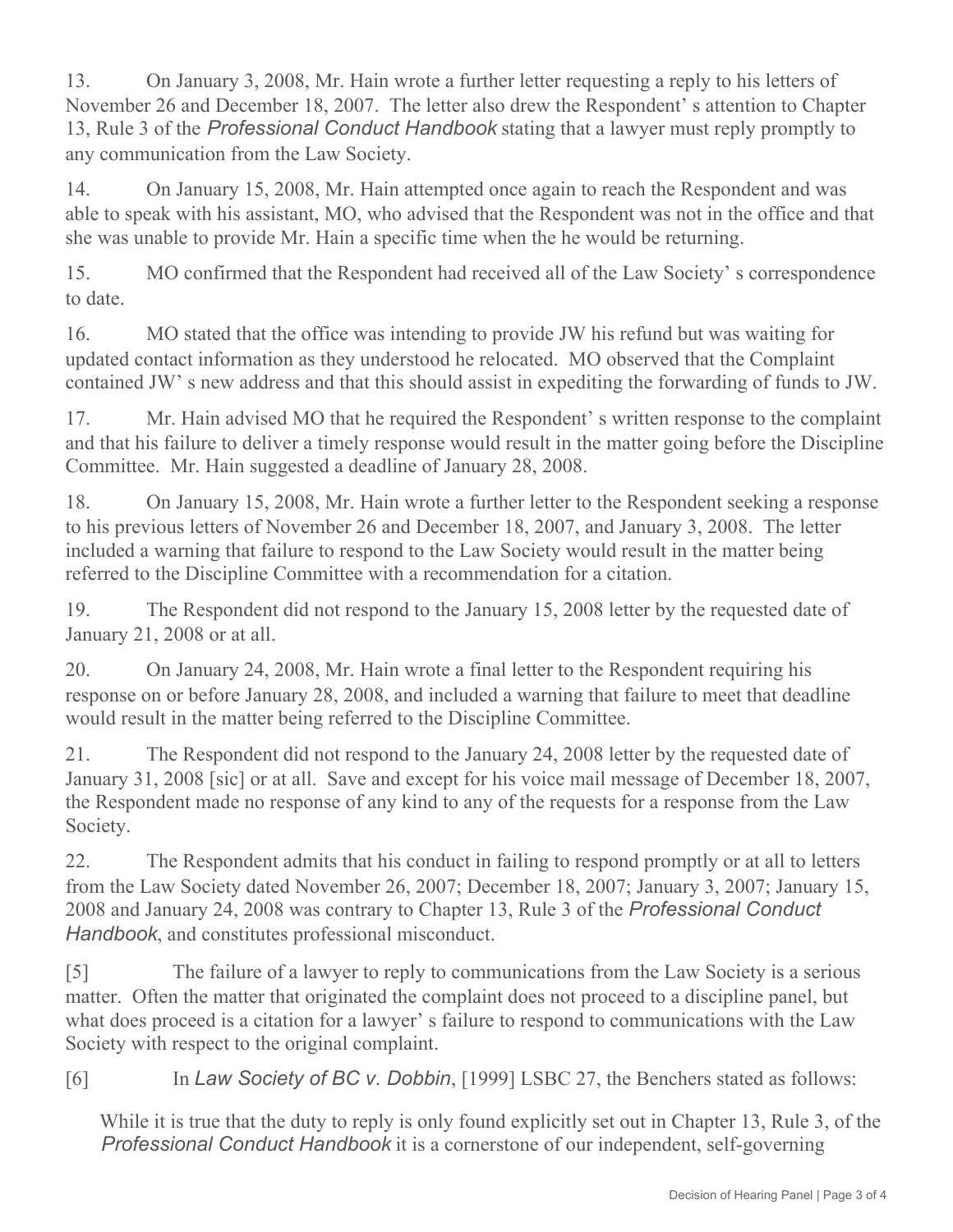13. On January 3, 2008, Mr. Hain wrote a further letter requesting a reply to his letters of November 26 and December 18, 2007. The letter also drew the Respondent' s attention to Chapter 13, Rule 3 of the *Professional Conduct Handbook* stating that a lawyer must reply promptly to any communication from the Law Society.

14. On January 15, 2008, Mr. Hain attempted once again to reach the Respondent and was able to speak with his assistant, MO, who advised that the Respondent was not in the office and that she was unable to provide Mr. Hain a specific time when the he would be returning.

15. MO confirmed that the Respondent had received all of the Law Society' s correspondence to date.

16. MO stated that the office was intending to provide JW his refund but was waiting for updated contact information as they understood he relocated. MO observed that the Complaint contained JW' s new address and that this should assist in expediting the forwarding of funds to JW.

17. Mr. Hain advised MO that he required the Respondent' s written response to the complaint and that his failure to deliver a timely response would result in the matter going before the Discipline Committee. Mr. Hain suggested a deadline of January 28, 2008.

18. On January 15, 2008, Mr. Hain wrote a further letter to the Respondent seeking a response to his previous letters of November 26 and December 18, 2007, and January 3, 2008. The letter included a warning that failure to respond to the Law Society would result in the matter being referred to the Discipline Committee with a recommendation for a citation.

19. The Respondent did not respond to the January 15, 2008 letter by the requested date of January 21, 2008 or at all.

20. On January 24, 2008, Mr. Hain wrote a final letter to the Respondent requiring his response on or before January 28, 2008, and included a warning that failure to meet that deadline would result in the matter being referred to the Discipline Committee.

21. The Respondent did not respond to the January 24, 2008 letter by the requested date of January 31, 2008 [sic] or at all. Save and except for his voice mail message of December 18, 2007, the Respondent made no response of any kind to any of the requests for a response from the Law Society.

22. The Respondent admits that his conduct in failing to respond promptly or at all to letters from the Law Society dated November 26, 2007; December 18, 2007; January 3, 2007; January 15, 2008 and January 24, 2008 was contrary to Chapter 13, Rule 3 of the *Professional Conduct Handbook*, and constitutes professional misconduct.

[5] The failure of a lawyer to reply to communications from the Law Society is a serious matter. Often the matter that originated the complaint does not proceed to a discipline panel, but what does proceed is a citation for a lawyer' s failure to respond to communications with the Law Society with respect to the original complaint.

[6] In *Law Society of BC v. Dobbin*, [1999] LSBC 27, the Benchers stated as follows:

> While it is true that the duty to reply is only found explicitly set out in Chapter 13, Rule 3, of the *Professional Conduct Handbook* it is a cornerstone of our independent, self-governing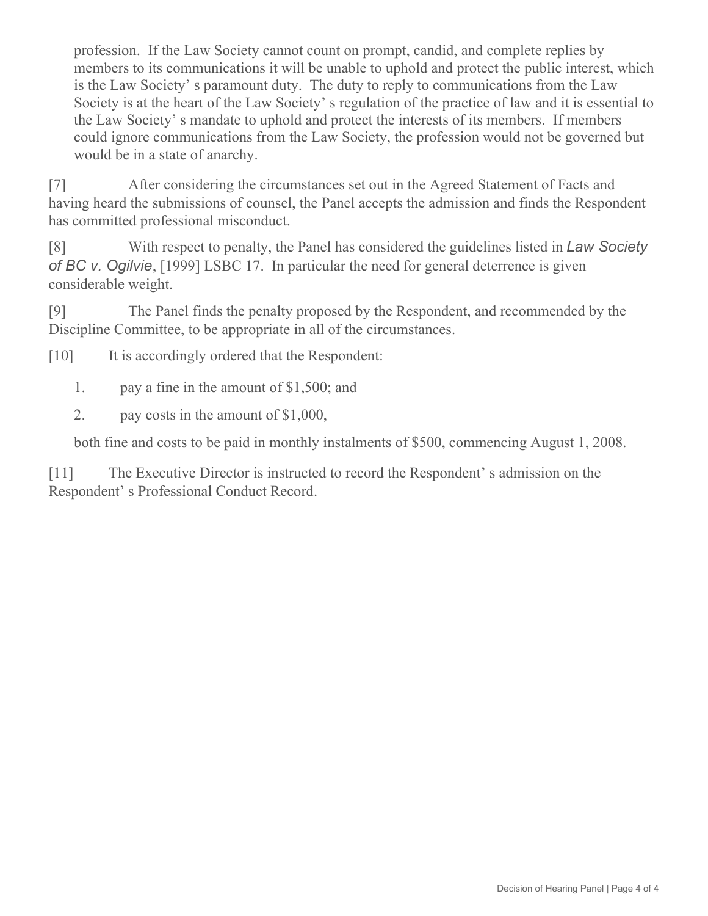profession. If the Law Society cannot count on prompt, candid, and complete replies by members to its communications it will be unable to uphold and protect the public interest, which is the Law Society' s paramount duty. The duty to reply to communications from the Law Society is at the heart of the Law Society' s regulation of the practice of law and it is essential to the Law Society' s mandate to uphold and protect the interests of its members. If members could ignore communications from the Law Society, the profession would not be governed but would be in a state of anarchy.

[7] After considering the circumstances set out in the Agreed Statement of Facts and having heard the submissions of counsel, the Panel accepts the admission and finds the Respondent has committed professional misconduct.

[8] With respect to penalty, the Panel has considered the guidelines listed in *Law Society of BC v. Ogilvie*, [1999] LSBC 17. In particular the need for general deterrence is given considerable weight.

[9] The Panel finds the penalty proposed by the Respondent, and recommended by the Discipline Committee, to be appropriate in all of the circumstances.

[10] It is accordingly ordered that the Respondent:

1. pay a fine in the amount of $1,500; and
2. pay costs in the amount of $1,000,

both fine and costs to be paid in monthly instalments of $500, commencing August 1, 2008.

[11] The Executive Director is instructed to record the Respondent' s admission on the Respondent' s Professional Conduct Record.